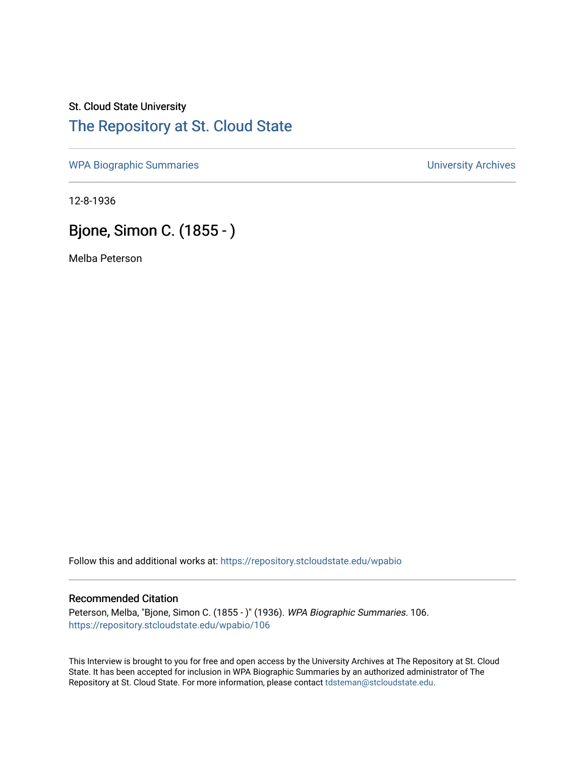St. Cloud State University

# The Repository at St. Cloud State

WPA Biographic Summaries | University Archives

12-8-1936

## Bjone, Simon C. (1855 - )

Melba Peterson

Follow this and additional works at: https://repository.stcloudstate.edu/wpabio

### Recommended Citation

Peterson, Melba, "Bjone, Simon C. (1855 - )" (1936). *WPA Biographic Summaries*. 106.
https://repository.stcloudstate.edu/wpabio/106

This Interview is brought to you for free and open access by the University Archives at The Repository at St. Cloud State. It has been accepted for inclusion in WPA Biographic Summaries by an authorized administrator of The Repository at St. Cloud State. For more information, please contact tdsteman@stcloudstate.edu.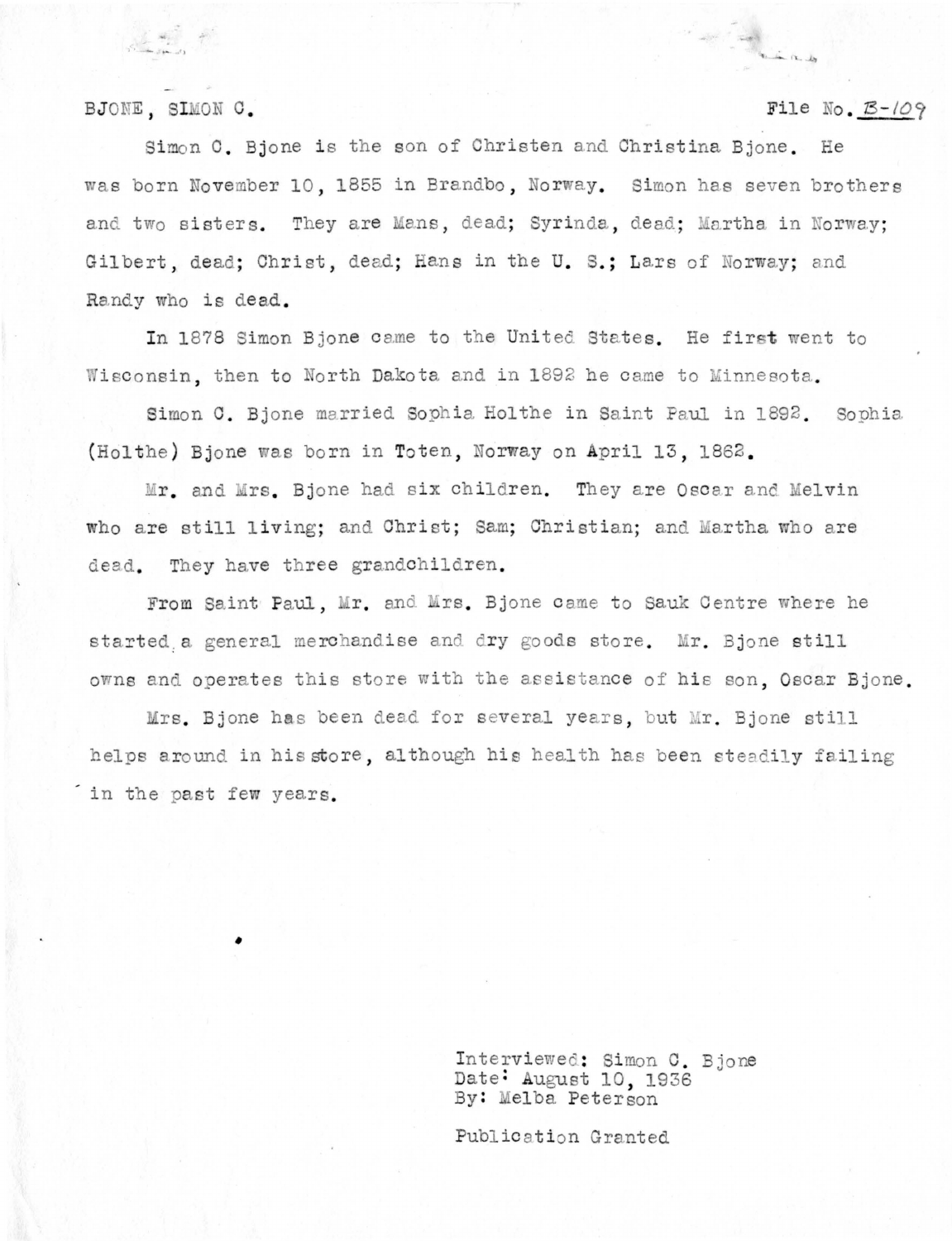BJONE, SIMON C. File No. B-109

Simon C. Bjone is the son of Christen and Christina Bjone. He was born November 10, 1855 in Brandbo, Norway. Simon has seven brothers and two sisters. They are Mans, dead; Syrinda, dead; Martha in Norway; Gilbert, dead; Christ, dead; Hans in the U. S.; Lars of Norway; and Randy who is dead.

In 1878 Simon Bjone came to the United States. He first went to Wisconsin, then to North Dakota and in 1892 he came to Minnesota.

Simon C. Bjone married Sophia Holthe in Saint Paul in 1892. Sophia (Holthe) Bjone was born in Toten, Norway on April 13, 1862.

Mr. and Mrs. Bjone had six children. They are Oscar and Melvin who are still living; and Christ; Sam; Christian; and Martha who are dead. They have three grandchildren.

From Saint Paul, Mr. and Mrs. Bjone came to Sauk Centre where he started a general merchandise and dry goods store. Mr. Bjone still owns and operates this store with the assistance of his son, Oscar Bjone.

Mrs. Bjone has been dead for several years, but Mr. Bjone still helps around in his store, although his health has been steadily failing in the past few years.

Interviewed: Simon C. Bjone
Date: August 10, 1936
By: Melba Peterson

Publication Granted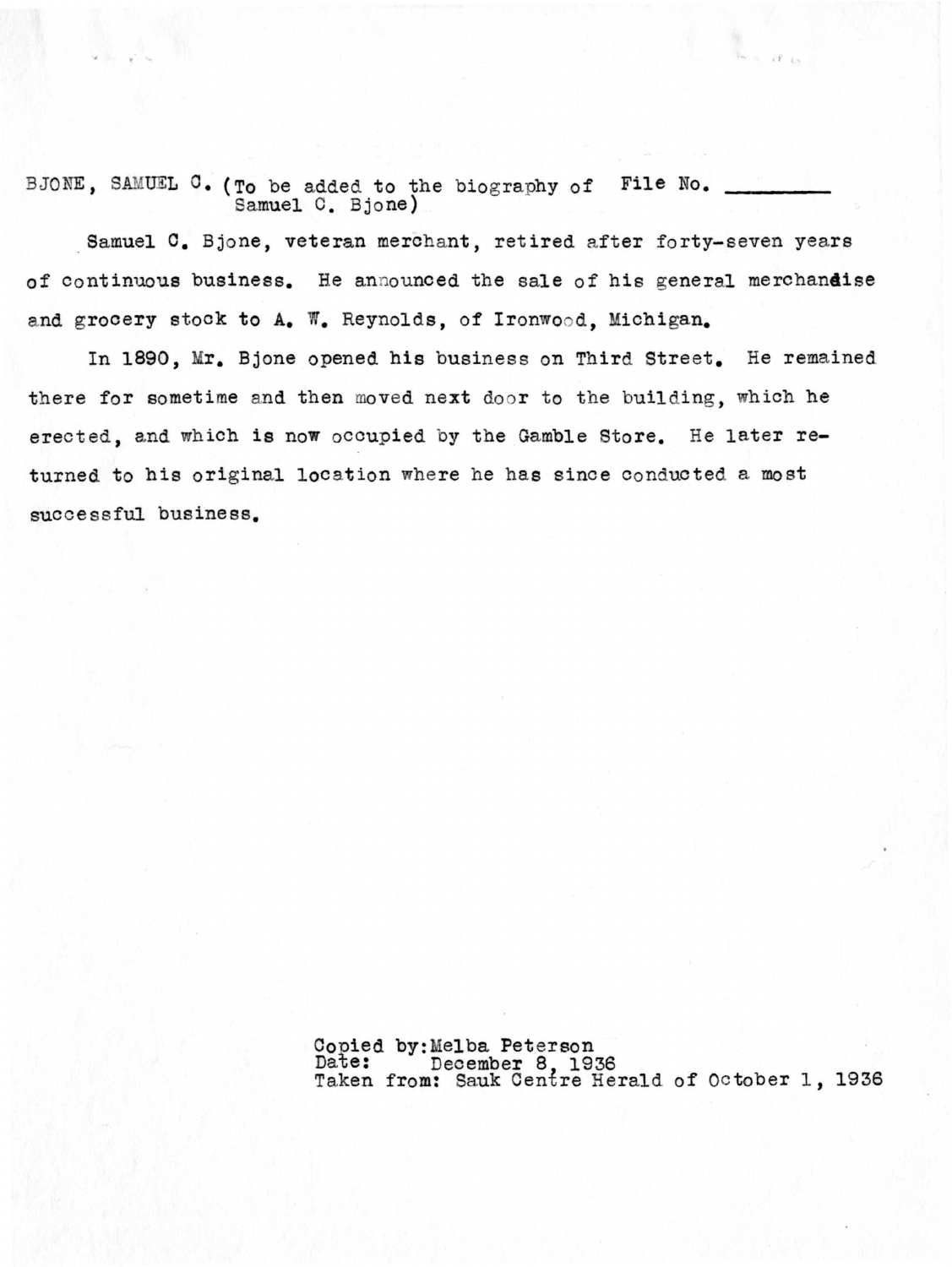BJONE, SAMUEL C. (To be added to the biography of Samuel C. Bjone) File No. ________

Samuel C. Bjone, veteran merchant, retired after forty-seven years of continuous business. He announced the sale of his general merchandise and grocery stock to A. W. Reynolds, of Ironwood, Michigan.

In 1890, Mr. Bjone opened his business on Third Street. He remained there for sometime and then moved next door to the building, which he erected, and which is now occupied by the Gamble Store. He later returned to his original location where he has since conducted a most successful business.

Copied by: Melba Peterson
Date: December 8, 1936
Taken from: Sauk Centre Herald of October 1, 1936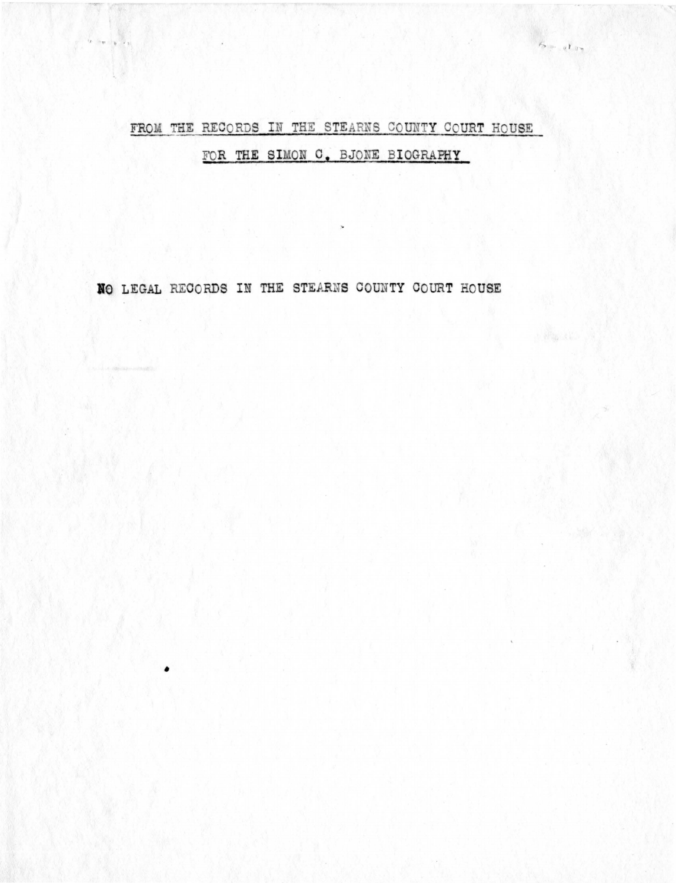FROM THE RECORDS IN THE STEARNS COUNTY COURT HOUSE

FOR THE SIMON C. BJONE BIOGRAPHY

NO LEGAL RECORDS IN THE STEARNS COUNTY COURT HOUSE